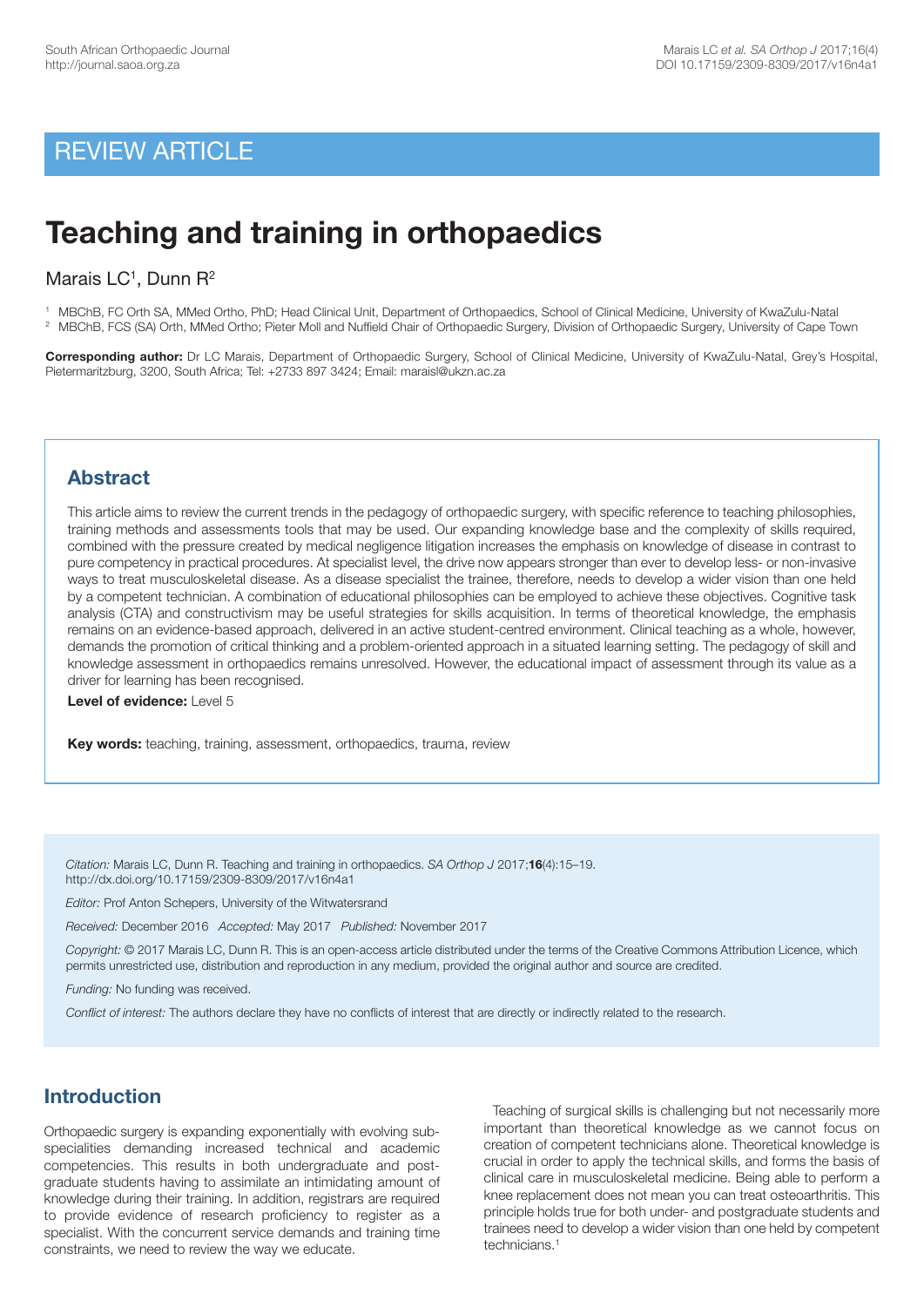REVIEW ARTICLE

# Teaching and training in orthopaedics

Marais LC[1], Dunn R[2]

[1] MBChB, FC Orth SA, MMed Ortho, PhD; Head Clinical Unit, Department of Orthopaedics, School of Clinical Medicine, University of KwaZulu-Natal
[2] MBChB, FCS (SA) Orth, MMed Ortho; Pieter Moll and Nuffield Chair of Orthopaedic Surgery, Division of Orthopaedic Surgery, University of Cape Town

**Corresponding author:** Dr LC Marais, Department of Orthopaedic Surgery, School of Clinical Medicine, University of KwaZulu-Natal, Grey's Hospital, Pietermaritzburg, 3200, South Africa; Tel: +2733 897 3424; Email: maraisl@ukzn.ac.za

## Abstract

This article aims to review the current trends in the pedagogy of orthopaedic surgery, with specific reference to teaching philosophies, training methods and assessments tools that may be used. Our expanding knowledge base and the complexity of skills required, combined with the pressure created by medical negligence litigation increases the emphasis on knowledge of disease in contrast to pure competency in practical procedures. At specialist level, the drive now appears stronger than ever to develop less- or non-invasive ways to treat musculoskeletal disease. As a disease specialist the trainee, therefore, needs to develop a wider vision than one held by a competent technician. A combination of educational philosophies can be employed to achieve these objectives. Cognitive task analysis (CTA) and constructivism may be useful strategies for skills acquisition. In terms of theoretical knowledge, the emphasis remains on an evidence-based approach, delivered in an active student-centred environment. Clinical teaching as a whole, however, demands the promotion of critical thinking and a problem-oriented approach in a situated learning setting. The pedagogy of skill and knowledge assessment in orthopaedics remains unresolved. However, the educational impact of assessment through its value as a driver for learning has been recognised.

**Level of evidence:** Level 5

**Key words:** teaching, training, assessment, orthopaedics, trauma, review

*Citation:* Marais LC, Dunn R. Teaching and training in orthopaedics. *SA Orthop J* 2017;**16**(4):15–19. http://dx.doi.org/10.17159/2309-8309/2017/v16n4a1

*Editor:* Prof Anton Schepers, University of the Witwatersrand

*Received:* December 2016 *Accepted:* May 2017 *Published:* November 2017

*Copyright:* © 2017 Marais LC, Dunn R. This is an open-access article distributed under the terms of the Creative Commons Attribution Licence, which permits unrestricted use, distribution and reproduction in any medium, provided the original author and source are credited.

*Funding:* No funding was received.

*Conflict of interest:* The authors declare they have no conflicts of interest that are directly or indirectly related to the research.

## Introduction

Orthopaedic surgery is expanding exponentially with evolving sub-specialities demanding increased technical and academic competencies. This results in both undergraduate and post-graduate students having to assimilate an intimidating amount of knowledge during their training. In addition, registrars are required to provide evidence of research proficiency to register as a specialist. With the concurrent service demands and training time constraints, we need to review the way we educate.

Teaching of surgical skills is challenging but not necessarily more important than theoretical knowledge as we cannot focus on creation of competent technicians alone. Theoretical knowledge is crucial in order to apply the technical skills, and forms the basis of clinical care in musculoskeletal medicine. Being able to perform a knee replacement does not mean you can treat osteoarthritis. This principle holds true for both under- and postgraduate students and trainees need to develop a wider vision than one held by competent technicians.[1]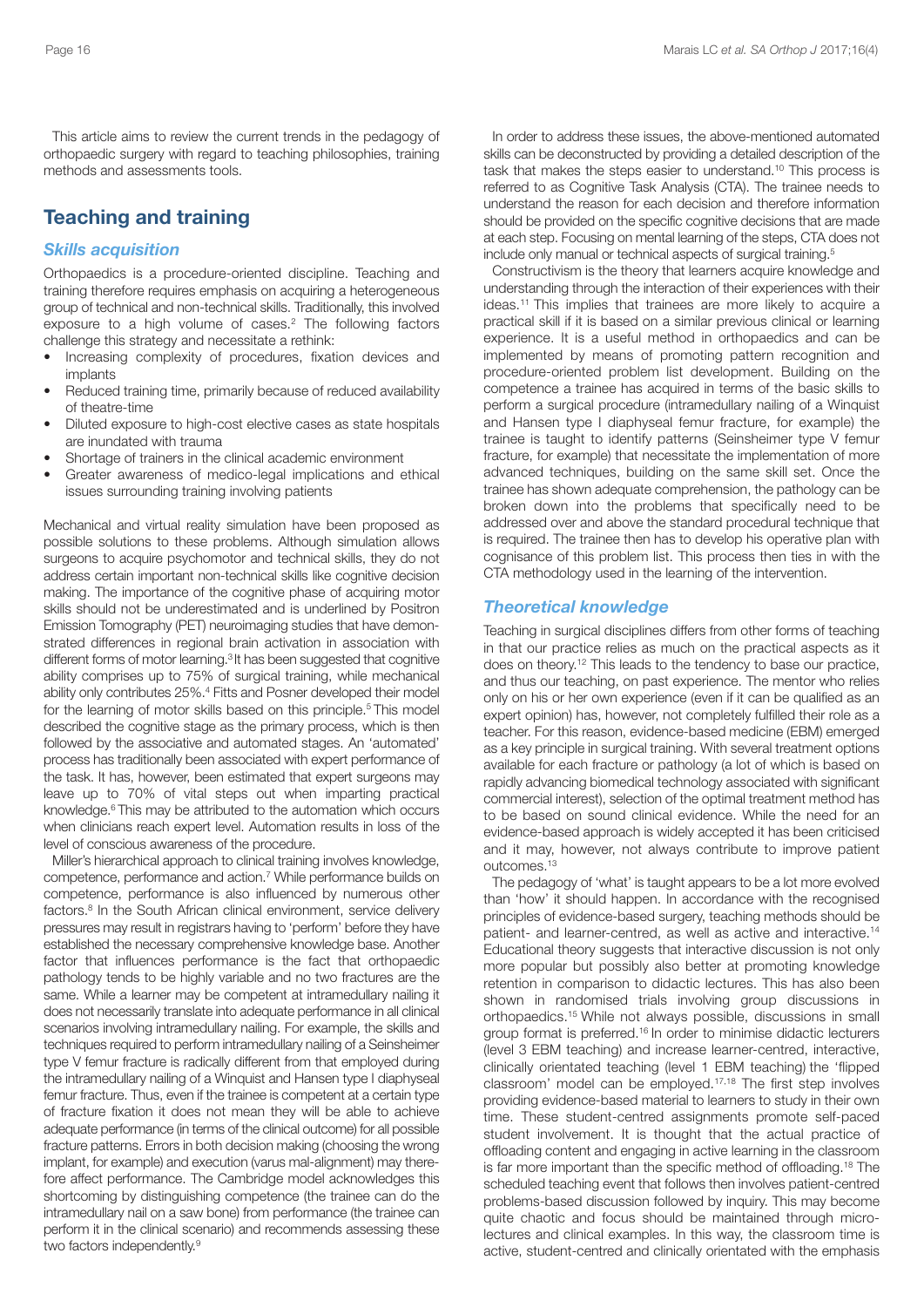This article aims to review the current trends in the pedagogy of orthopaedic surgery with regard to teaching philosophies, training methods and assessments tools.

## Teaching and training

### *Skills acquisition*

Orthopaedics is a procedure-oriented discipline. Teaching and training therefore requires emphasis on acquiring a heterogeneous group of technical and non-technical skills. Traditionally, this involved exposure to a high volume of cases.[2] The following factors challenge this strategy and necessitate a rethink:

- Increasing complexity of procedures, fixation devices and implants
- Reduced training time, primarily because of reduced availability of theatre-time
- Diluted exposure to high-cost elective cases as state hospitals are inundated with trauma
- Shortage of trainers in the clinical academic environment
- Greater awareness of medico-legal implications and ethical issues surrounding training involving patients

Mechanical and virtual reality simulation have been proposed as possible solutions to these problems. Although simulation allows surgeons to acquire psychomotor and technical skills, they do not address certain important non-technical skills like cognitive decision making. The importance of the cognitive phase of acquiring motor skills should not be underestimated and is underlined by Positron Emission Tomography (PET) neuroimaging studies that have demonstrated differences in regional brain activation in association with different forms of motor learning.[3] It has been suggested that cognitive ability comprises up to 75% of surgical training, while mechanical ability only contributes 25%.[4] Fitts and Posner developed their model for the learning of motor skills based on this principle.[5] This model described the cognitive stage as the primary process, which is then followed by the associative and automated stages. An 'automated' process has traditionally been associated with expert performance of the task. It has, however, been estimated that expert surgeons may leave up to 70% of vital steps out when imparting practical knowledge.[6] This may be attributed to the automation which occurs when clinicians reach expert level. Automation results in loss of the level of conscious awareness of the procedure.

Miller's hierarchical approach to clinical training involves knowledge, competence, performance and action.[7] While performance builds on competence, performance is also influenced by numerous other factors.[8] In the South African clinical environment, service delivery pressures may result in registrars having to 'perform' before they have established the necessary comprehensive knowledge base. Another factor that influences performance is the fact that orthopaedic pathology tends to be highly variable and no two fractures are the same. While a learner may be competent at intramedullary nailing it does not necessarily translate into adequate performance in all clinical scenarios involving intramedullary nailing. For example, the skills and techniques required to perform intramedullary nailing of a Seinsheimer type V femur fracture is radically different from that employed during the intramedullary nailing of a Winquist and Hansen type I diaphyseal femur fracture. Thus, even if the trainee is competent at a certain type of fracture fixation it does not mean they will be able to achieve adequate performance (in terms of the clinical outcome) for all possible fracture patterns. Errors in both decision making (choosing the wrong implant, for example) and execution (varus mal-alignment) may therefore affect performance. The Cambridge model acknowledges this shortcoming by distinguishing competence (the trainee can do the intramedullary nail on a saw bone) from performance (the trainee can perform it in the clinical scenario) and recommends assessing these two factors independently.[9]

In order to address these issues, the above-mentioned automated skills can be deconstructed by providing a detailed description of the task that makes the steps easier to understand.[10] This process is referred to as Cognitive Task Analysis (CTA). The trainee needs to understand the reason for each decision and therefore information should be provided on the specific cognitive decisions that are made at each step. Focusing on mental learning of the steps, CTA does not include only manual or technical aspects of surgical training.[5]

Constructivism is the theory that learners acquire knowledge and understanding through the interaction of their experiences with their ideas.[11] This implies that trainees are more likely to acquire a practical skill if it is based on a similar previous clinical or learning experience. It is a useful method in orthopaedics and can be implemented by means of promoting pattern recognition and procedure-oriented problem list development. Building on the competence a trainee has acquired in terms of the basic skills to perform a surgical procedure (intramedullary nailing of a Winquist and Hansen type I diaphyseal femur fracture, for example) the trainee is taught to identify patterns (Seinsheimer type V femur fracture, for example) that necessitate the implementation of more advanced techniques, building on the same skill set. Once the trainee has shown adequate comprehension, the pathology can be broken down into the problems that specifically need to be addressed over and above the standard procedural technique that is required. The trainee then has to develop his operative plan with cognisance of this problem list. This process then ties in with the CTA methodology used in the learning of the intervention.

### *Theoretical knowledge*

Teaching in surgical disciplines differs from other forms of teaching in that our practice relies as much on the practical aspects as it does on theory.[12] This leads to the tendency to base our practice, and thus our teaching, on past experience. The mentor who relies only on his or her own experience (even if it can be qualified as an expert opinion) has, however, not completely fulfilled their role as a teacher. For this reason, evidence-based medicine (EBM) emerged as a key principle in surgical training. With several treatment options available for each fracture or pathology (a lot of which is based on rapidly advancing biomedical technology associated with significant commercial interest), selection of the optimal treatment method has to be based on sound clinical evidence. While the need for an evidence-based approach is widely accepted it has been criticised and it may, however, not always contribute to improve patient outcomes.[13]

The pedagogy of 'what' is taught appears to be a lot more evolved than 'how' it should happen. In accordance with the recognised principles of evidence-based surgery, teaching methods should be patient- and learner-centred, as well as active and interactive.[14] Educational theory suggests that interactive discussion is not only more popular but possibly also better at promoting knowledge retention in comparison to didactic lectures. This has also been shown in randomised trials involving group discussions in orthopaedics.[15] While not always possible, discussions in small group format is preferred.[16] In order to minimise didactic lecturers (level 3 EBM teaching) and increase learner-centred, interactive, clinically orientated teaching (level 1 EBM teaching) the 'flipped classroom' model can be employed.[17,18] The first step involves providing evidence-based material to learners to study in their own time. These student-centred assignments promote self-paced student involvement. It is thought that the actual practice of offloading content and engaging in active learning in the classroom is far more important than the specific method of offloading.[18] The scheduled teaching event that follows then involves patient-centred problems-based discussion followed by inquiry. This may become quite chaotic and focus should be maintained through micro-lectures and clinical examples. In this way, the classroom time is active, student-centred and clinically orientated with the emphasis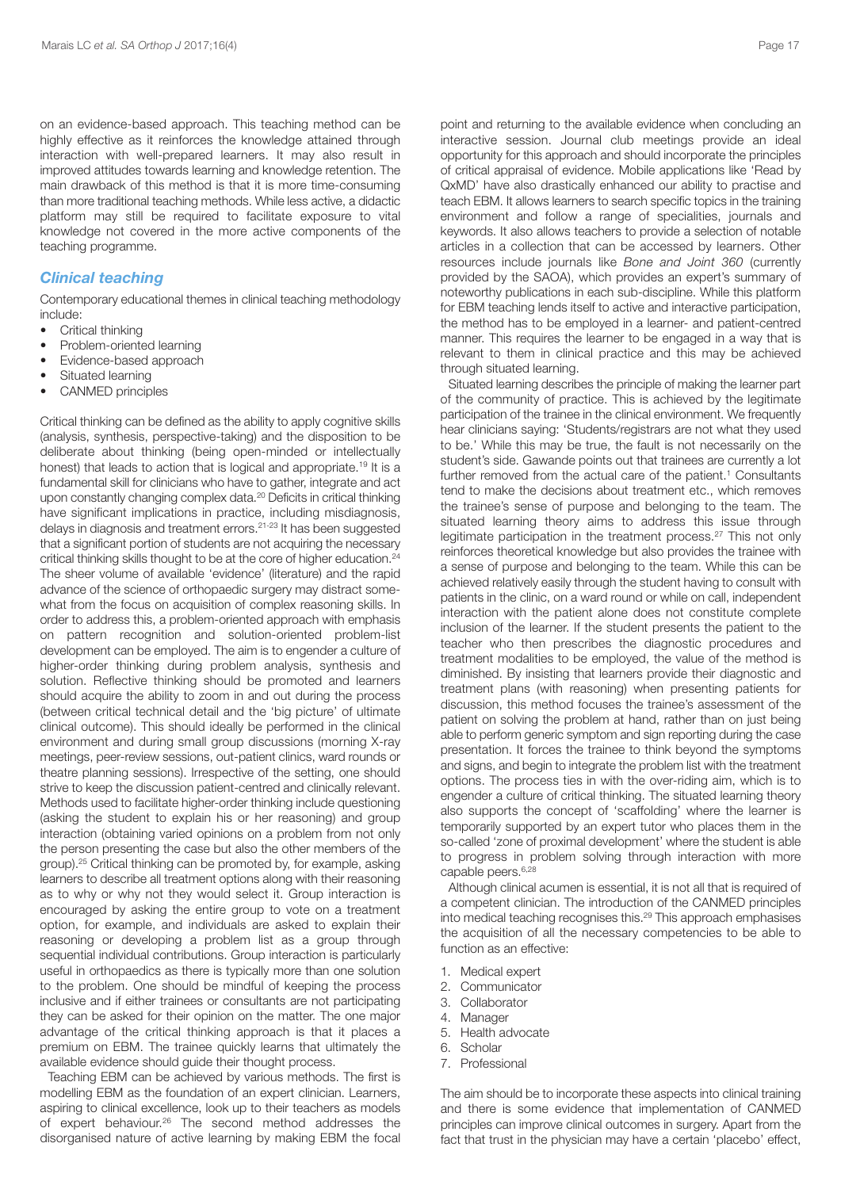on an evidence-based approach. This teaching method can be highly effective as it reinforces the knowledge attained through interaction with well-prepared learners. It may also result in improved attitudes towards learning and knowledge retention. The main drawback of this method is that it is more time-consuming than more traditional teaching methods. While less active, a didactic platform may still be required to facilitate exposure to vital knowledge not covered in the more active components of the teaching programme.

## *Clinical teaching*

Contemporary educational themes in clinical teaching methodology include:

- Critical thinking
- Problem-oriented learning
- Evidence-based approach
- Situated learning
- CANMED principles

Critical thinking can be defined as the ability to apply cognitive skills (analysis, synthesis, perspective-taking) and the disposition to be deliberate about thinking (being open-minded or intellectually honest) that leads to action that is logical and appropriate.[19] It is a fundamental skill for clinicians who have to gather, integrate and act upon constantly changing complex data.[20] Deficits in critical thinking have significant implications in practice, including misdiagnosis, delays in diagnosis and treatment errors.[21-23] It has been suggested that a significant portion of students are not acquiring the necessary critical thinking skills thought to be at the core of higher education.[24] The sheer volume of available 'evidence' (literature) and the rapid advance of the science of orthopaedic surgery may distract somewhat from the focus on acquisition of complex reasoning skills. In order to address this, a problem-oriented approach with emphasis on pattern recognition and solution-oriented problem-list development can be employed. The aim is to engender a culture of higher-order thinking during problem analysis, synthesis and solution. Reflective thinking should be promoted and learners should acquire the ability to zoom in and out during the process (between critical technical detail and the 'big picture' of ultimate clinical outcome). This should ideally be performed in the clinical environment and during small group discussions (morning X-ray meetings, peer-review sessions, out-patient clinics, ward rounds or theatre planning sessions). Irrespective of the setting, one should strive to keep the discussion patient-centred and clinically relevant. Methods used to facilitate higher-order thinking include questioning (asking the student to explain his or her reasoning) and group interaction (obtaining varied opinions on a problem from not only the person presenting the case but also the other members of the group).[25] Critical thinking can be promoted by, for example, asking learners to describe all treatment options along with their reasoning as to why or why not they would select it. Group interaction is encouraged by asking the entire group to vote on a treatment option, for example, and individuals are asked to explain their reasoning or developing a problem list as a group through sequential individual contributions. Group interaction is particularly useful in orthopaedics as there is typically more than one solution to the problem. One should be mindful of keeping the process inclusive and if either trainees or consultants are not participating they can be asked for their opinion on the matter. The one major advantage of the critical thinking approach is that it places a premium on EBM. The trainee quickly learns that ultimately the available evidence should guide their thought process.

Teaching EBM can be achieved by various methods. The first is modelling EBM as the foundation of an expert clinician. Learners, aspiring to clinical excellence, look up to their teachers as models of expert behaviour.[26] The second method addresses the disorganised nature of active learning by making EBM the focal point and returning to the available evidence when concluding an interactive session. Journal club meetings provide an ideal opportunity for this approach and should incorporate the principles of critical appraisal of evidence. Mobile applications like 'Read by QxMD' have also drastically enhanced our ability to practise and teach EBM. It allows learners to search specific topics in the training environment and follow a range of specialities, journals and keywords. It also allows teachers to provide a selection of notable articles in a collection that can be accessed by learners. Other resources include journals like *Bone and Joint 360* (currently provided by the SAOA), which provides an expert's summary of noteworthy publications in each sub-discipline. While this platform for EBM teaching lends itself to active and interactive participation, the method has to be employed in a learner- and patient-centred manner. This requires the learner to be engaged in a way that is relevant to them in clinical practice and this may be achieved through situated learning.

Situated learning describes the principle of making the learner part of the community of practice. This is achieved by the legitimate participation of the trainee in the clinical environment. We frequently hear clinicians saying: 'Students/registrars are not what they used to be.' While this may be true, the fault is not necessarily on the student's side. Gawande points out that trainees are currently a lot further removed from the actual care of the patient.[1] Consultants tend to make the decisions about treatment etc., which removes the trainee's sense of purpose and belonging to the team. The situated learning theory aims to address this issue through legitimate participation in the treatment process.[27] This not only reinforces theoretical knowledge but also provides the trainee with a sense of purpose and belonging to the team. While this can be achieved relatively easily through the student having to consult with patients in the clinic, on a ward round or while on call, independent interaction with the patient alone does not constitute complete inclusion of the learner. If the student presents the patient to the teacher who then prescribes the diagnostic procedures and treatment modalities to be employed, the value of the method is diminished. By insisting that learners provide their diagnostic and treatment plans (with reasoning) when presenting patients for discussion, this method focuses the trainee's assessment of the patient on solving the problem at hand, rather than on just being able to perform generic symptom and sign reporting during the case presentation. It forces the trainee to think beyond the symptoms and signs, and begin to integrate the problem list with the treatment options. The process ties in with the over-riding aim, which is to engender a culture of critical thinking. The situated learning theory also supports the concept of 'scaffolding' where the learner is temporarily supported by an expert tutor who places them in the so-called 'zone of proximal development' where the student is able to progress in problem solving through interaction with more capable peers.[6,28]

Although clinical acumen is essential, it is not all that is required of a competent clinician. The introduction of the CANMED principles into medical teaching recognises this.[29] This approach emphasises the acquisition of all the necessary competencies to be able to function as an effective:

1. Medical expert
2. Communicator
3. Collaborator
4. Manager
5. Health advocate
6. Scholar
7. Professional

The aim should be to incorporate these aspects into clinical training and there is some evidence that implementation of CANMED principles can improve clinical outcomes in surgery. Apart from the fact that trust in the physician may have a certain 'placebo' effect,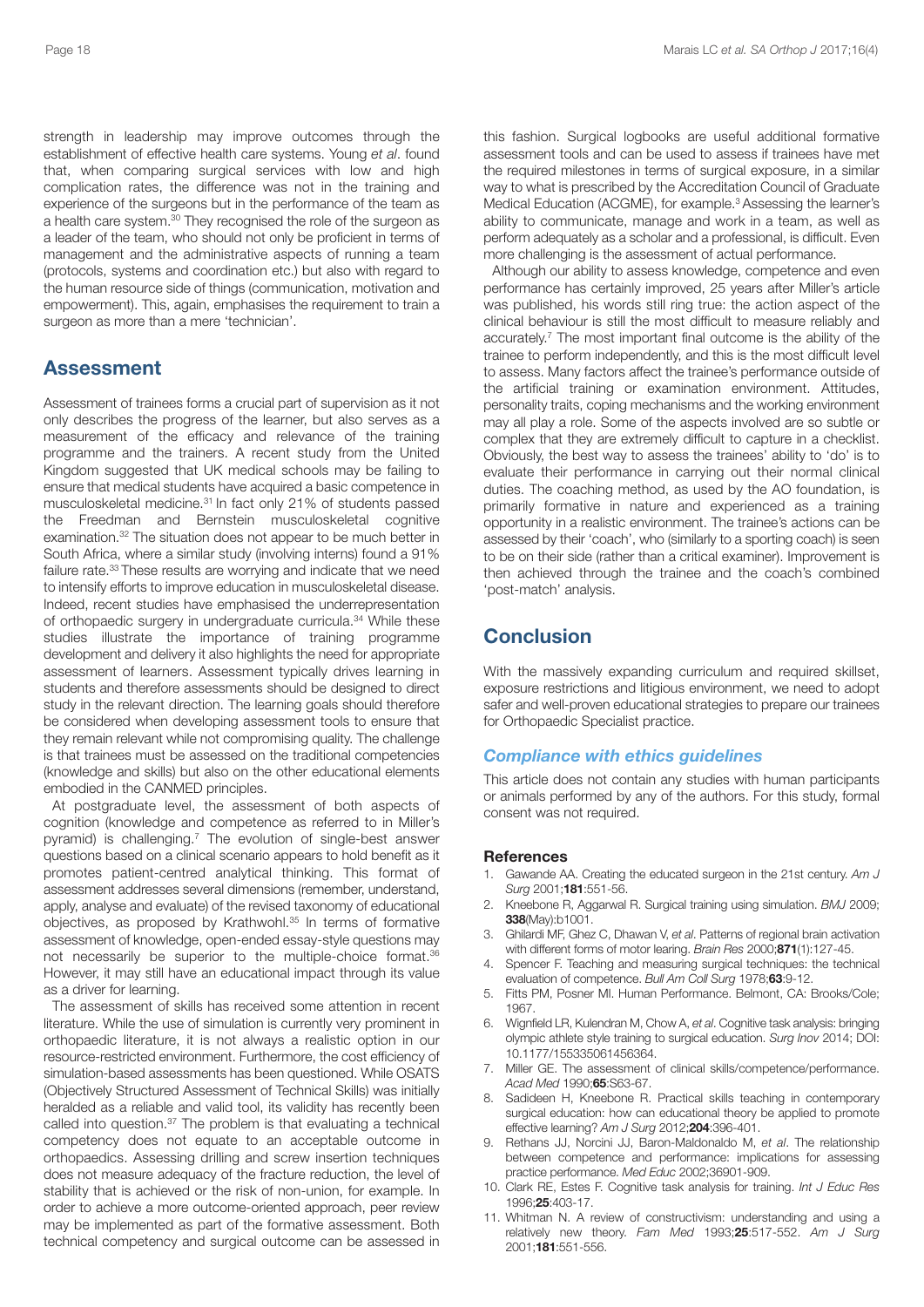strength in leadership may improve outcomes through the establishment of effective health care systems. Young *et al*. found that, when comparing surgical services with low and high complication rates, the difference was not in the training and experience of the surgeons but in the performance of the team as a health care system.[30] They recognised the role of the surgeon as a leader of the team, who should not only be proficient in terms of management and the administrative aspects of running a team (protocols, systems and coordination etc.) but also with regard to the human resource side of things (communication, motivation and empowerment). This, again, emphasises the requirement to train a surgeon as more than a mere 'technician'.

## Assessment

Assessment of trainees forms a crucial part of supervision as it not only describes the progress of the learner, but also serves as a measurement of the efficacy and relevance of the training programme and the trainers. A recent study from the United Kingdom suggested that UK medical schools may be failing to ensure that medical students have acquired a basic competence in musculoskeletal medicine.[31] In fact only 21% of students passed the Freedman and Bernstein musculoskeletal cognitive examination.[32] The situation does not appear to be much better in South Africa, where a similar study (involving interns) found a 91% failure rate.[33] These results are worrying and indicate that we need to intensify efforts to improve education in musculoskeletal disease. Indeed, recent studies have emphasised the underrepresentation of orthopaedic surgery in undergraduate curricula.[34] While these studies illustrate the importance of training programme development and delivery it also highlights the need for appropriate assessment of learners. Assessment typically drives learning in students and therefore assessments should be designed to direct study in the relevant direction. The learning goals should therefore be considered when developing assessment tools to ensure that they remain relevant while not compromising quality. The challenge is that trainees must be assessed on the traditional competencies (knowledge and skills) but also on the other educational elements embodied in the CANMED principles.

At postgraduate level, the assessment of both aspects of cognition (knowledge and competence as referred to in Miller's pyramid) is challenging.[7] The evolution of single-best answer questions based on a clinical scenario appears to hold benefit as it promotes patient-centred analytical thinking. This format of assessment addresses several dimensions (remember, understand, apply, analyse and evaluate) of the revised taxonomy of educational objectives, as proposed by Krathwohl.[35] In terms of formative assessment of knowledge, open-ended essay-style questions may not necessarily be superior to the multiple-choice format.[36] However, it may still have an educational impact through its value as a driver for learning.

The assessment of skills has received some attention in recent literature. While the use of simulation is currently very prominent in orthopaedic literature, it is not always a realistic option in our resource-restricted environment. Furthermore, the cost efficiency of simulation-based assessments has been questioned. While OSATS (Objectively Structured Assessment of Technical Skills) was initially heralded as a reliable and valid tool, its validity has recently been called into question.[37] The problem is that evaluating a technical competency does not equate to an acceptable outcome in orthopaedics. Assessing drilling and screw insertion techniques does not measure adequacy of the fracture reduction, the level of stability that is achieved or the risk of non-union, for example. In order to achieve a more outcome-oriented approach, peer review may be implemented as part of the formative assessment. Both technical competency and surgical outcome can be assessed in this fashion. Surgical logbooks are useful additional formative assessment tools and can be used to assess if trainees have met the required milestones in terms of surgical exposure, in a similar way to what is prescribed by the Accreditation Council of Graduate Medical Education (ACGME), for example.[3] Assessing the learner's ability to communicate, manage and work in a team, as well as perform adequately as a scholar and a professional, is difficult. Even more challenging is the assessment of actual performance.

Although our ability to assess knowledge, competence and even performance has certainly improved, 25 years after Miller's article was published, his words still ring true: the action aspect of the clinical behaviour is still the most difficult to measure reliably and accurately.[7] The most important final outcome is the ability of the trainee to perform independently, and this is the most difficult level to assess. Many factors affect the trainee's performance outside of the artificial training or examination environment. Attitudes, personality traits, coping mechanisms and the working environment may all play a role. Some of the aspects involved are so subtle or complex that they are extremely difficult to capture in a checklist. Obviously, the best way to assess the trainees' ability to 'do' is to evaluate their performance in carrying out their normal clinical duties. The coaching method, as used by the AO foundation, is primarily formative in nature and experienced as a training opportunity in a realistic environment. The trainee's actions can be assessed by their 'coach', who (similarly to a sporting coach) is seen to be on their side (rather than a critical examiner). Improvement is then achieved through the trainee and the coach's combined 'post-match' analysis.

## Conclusion

With the massively expanding curriculum and required skillset, exposure restrictions and litigious environment, we need to adopt safer and well-proven educational strategies to prepare our trainees for Orthopaedic Specialist practice.

### *Compliance with ethics guidelines*

This article does not contain any studies with human participants or animals performed by any of the authors. For this study, formal consent was not required.

#### References

1. Gawande AA. Creating the educated surgeon in the 21st century. *Am J Surg* 2001;**181**:551-56.
2. Kneebone R, Aggarwal R. Surgical training using simulation. *BMJ* 2009; **338**(May):b1001.
3. Ghilardi MF, Ghez C, Dhawan V, *et al*. Patterns of regional brain activation with different forms of motor learing. *Brain Res* 2000;**871**(1):127-45.
4. Spencer F. Teaching and measuring surgical techniques: the technical evaluation of competence. *Bull Am Coll Surg* 1978;**63**:9-12.
5. Fitts PM, Posner MI. Human Performance. Belmont, CA: Brooks/Cole; 1967.
6. Wignfield LR, Kulendran M, Chow A, *et al*. Cognitive task analysis: bringing olympic athlete style training to surgical education. *Surg Inov* 2014; DOI: 10.1177/155335061456364.
7. Miller GE. The assessment of clinical skills/competence/performance. *Acad Med* 1990;**65**:S63-67.
8. Sadideen H, Kneebone R. Practical skills teaching in contemporary surgical education: how can educational theory be applied to promote effective learning? *Am J Surg* 2012;**204**:396-401.
9. Rethans JJ, Norcini JJ, Baron-Maldonaldo M, *et al*. The relationship between competence and performance: implications for assessing practice performance. *Med Educ* 2002;36901-909.
10. Clark RE, Estes F. Cognitive task analysis for training. *Int J Educ Res* 1996;**25**:403-17.
11. Whitman N. A review of constructivism: understanding and using a relatively new theory. *Fam Med* 1993;**25**:517-552. *Am J Surg* 2001;**181**:551-556.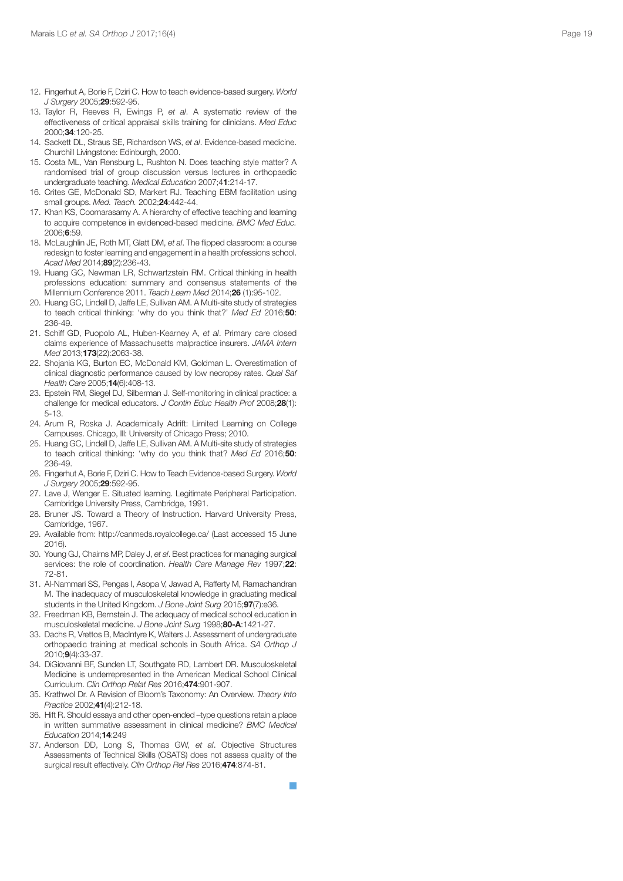12. Fingerhut A, Borie F, Dziri C. How to teach evidence-based surgery. *World J Surgery* 2005;**29**:592-95.
13. Taylor R, Reeves R, Ewings P, *et al*. A systematic review of the effectiveness of critical appraisal skills training for clinicians. *Med Educ* 2000;**34**:120-25.
14. Sackett DL, Straus SE, Richardson WS, *et al*. Evidence-based medicine. Churchill Livingstone: Edinburgh, 2000.
15. Costa ML, Van Rensburg L, Rushton N. Does teaching style matter? A randomised trial of group discussion versus lectures in orthopaedic undergraduate teaching. *Medical Education* 2007;4**1**:214-17.
16. Crites GE, McDonald SD, Markert RJ. Teaching EBM facilitation using small groups. *Med. Teach.* 2002;**24**:442-44.
17. Khan KS, Coomarasamy A. A hierarchy of effective teaching and learning to acquire competence in evidenced-based medicine. *BMC Med Educ.* 2006;**6**:59.
18. McLaughlin JE, Roth MT, Glatt DM, *et al*. The flipped classroom: a course redesign to foster learning and engagement in a health professions school. *Acad Med* 2014;**89**(2):236-43.
19. Huang GC, Newman LR, Schwartzstein RM. Critical thinking in health professions education: summary and consensus statements of the Millennium Conference 2011. *Teach Learn Med* 2014;**26** (1):95-102.
20. Huang GC, Lindell D, Jaffe LE, Sullivan AM. A Multi-site study of strategies to teach critical thinking: 'why do you think that?' *Med Ed* 2016;**50**: 236-49.
21. Schiff GD, Puopolo AL, Huben-Kearney A, *et al*. Primary care closed claims experience of Massachusetts malpractice insurers. *JAMA Intern Med* 2013;**173**(22):2063-38.
22. Shojania KG, Burton EC, McDonald KM, Goldman L. Overestimation of clinical diagnostic performance caused by low necropsy rates. *Qual Saf Health Care* 2005;**14**(6):408-13.
23. Epstein RM, Siegel DJ, Silberman J. Self-monitoring in clinical practice: a challenge for medical educators. *J Contin Educ Health Prof* 2008;**28**(1): 5-13.
24. Arum R, Roska J. Academically Adrift: Limited Learning on College Campuses. Chicago, Ill: University of Chicago Press; 2010.
25. Huang GC, Lindell D, Jaffe LE, Sullivan AM. A Multi-site study of strategies to teach critical thinking: 'why do you think that? *Med Ed* 2016;**50**: 236-49.
26. Fingerhut A, Borie F, Dziri C. How to Teach Evidence-based Surgery. *World J Surgery* 2005;**29**:592-95.
27. Lave J, Wenger E. Situated learning. Legitimate Peripheral Participation. Cambridge University Press, Cambridge, 1991.
28. Bruner JS. Toward a Theory of Instruction. Harvard University Press, Cambridge, 1967.
29. Available from: http://canmeds.royalcollege.ca/ (Last accessed 15 June 2016).
30. Young GJ, Chairns MP, Daley J, *et al*. Best practices for managing surgical services: the role of coordination. *Health Care Manage Rev* 1997;**22**: 72-81.
31. Al-Nammari SS, Pengas I, Asopa V, Jawad A, Rafferty M, Ramachandran M. The inadequacy of musculoskeletal knowledge in graduating medical students in the United Kingdom. *J Bone Joint Surg* 2015;**97**(7):e36.
32. Freedman KB, Bernstein J. The adequacy of medical school education in musculoskeletal medicine. *J Bone Joint Surg* 1998;**80-A**:1421-27.
33. Dachs R, Vrettos B, MacIntyre K, Walters J. Assessment of undergraduate orthopaedic training at medical schools in South Africa. *SA Orthop J* 2010;**9**(4):33-37.
34. DiGiovanni BF, Sunden LT, Southgate RD, Lambert DR. Musculoskeletal Medicine is underrepresented in the American Medical School Clinical Curriculum. *Clin Orthop Relat Res* 2016;**474**:901-907.
35. Krathwol Dr. A Revision of Bloom's Taxonomy: An Overview. *Theory Into Practice* 2002;**41**(4):212-18.
36. Hift R. Should essays and other open-ended –type questions retain a place in written summative assessment in clinical medicine? *BMC Medical Education* 2014;**14**:249
37. Anderson DD, Long S, Thomas GW, *et al*. Objective Structures Assessments of Technical Skills (OSATS) does not assess quality of the surgical result effectively. *Clin Orthop Rel Res* 2016;**474**:874-81.